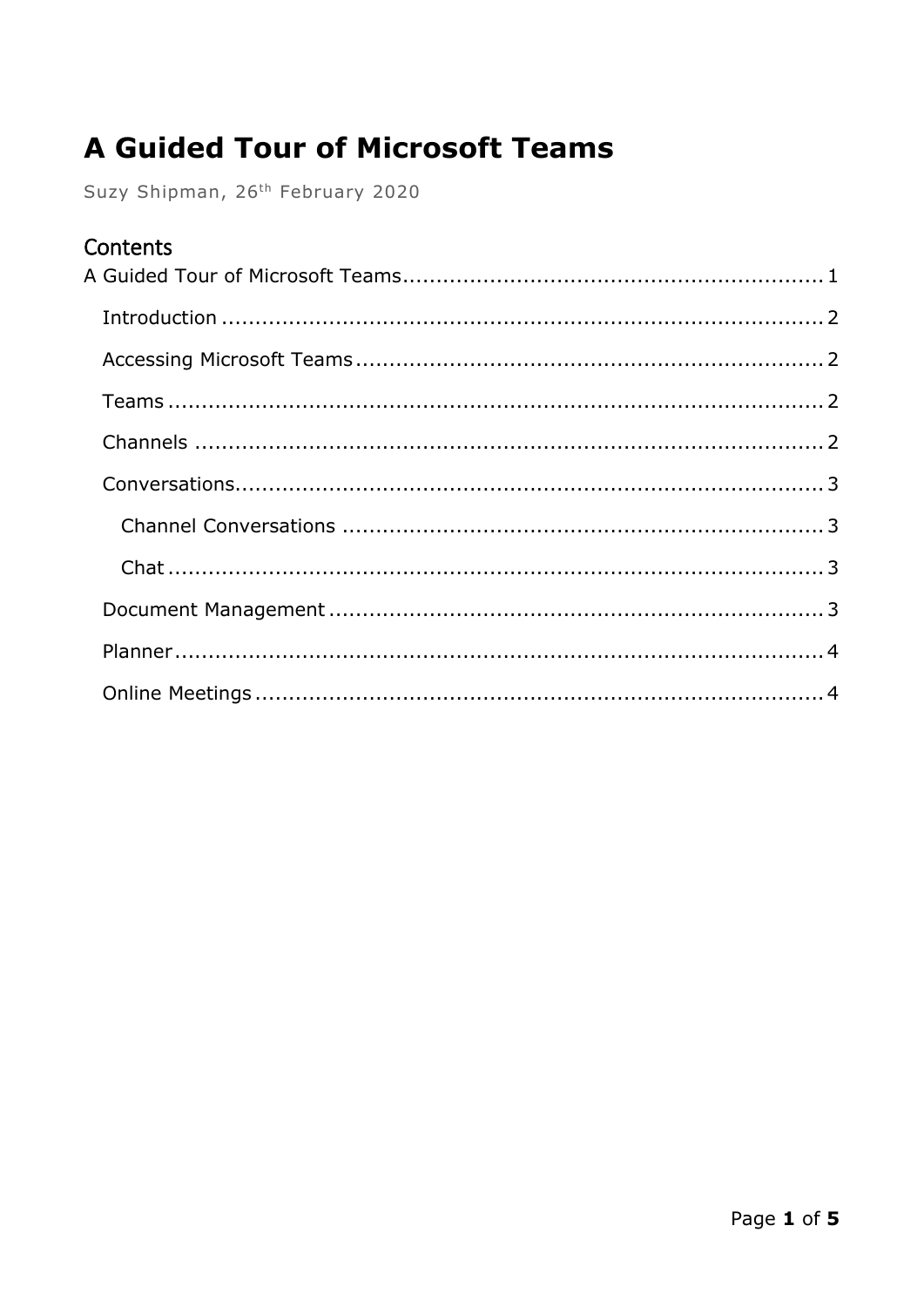# A Guided Tour of Microsoft Teams

Suzy Shipman, 26th February 2020

## Contents

A Guided Tour of Microsoft Teams.............................................................1

- Introduction...........................................................................2
- Accessing Microsoft Teams......................................................2
- Teams...................................................................................2
- Channels...............................................................................2
- Conversations........................................................................3
  - Channel Conversations.......................................................3
  - Chat.................................................................................3
- Document Management..........................................................3
- Planner.................................................................................4
- Online Meetings.....................................................................4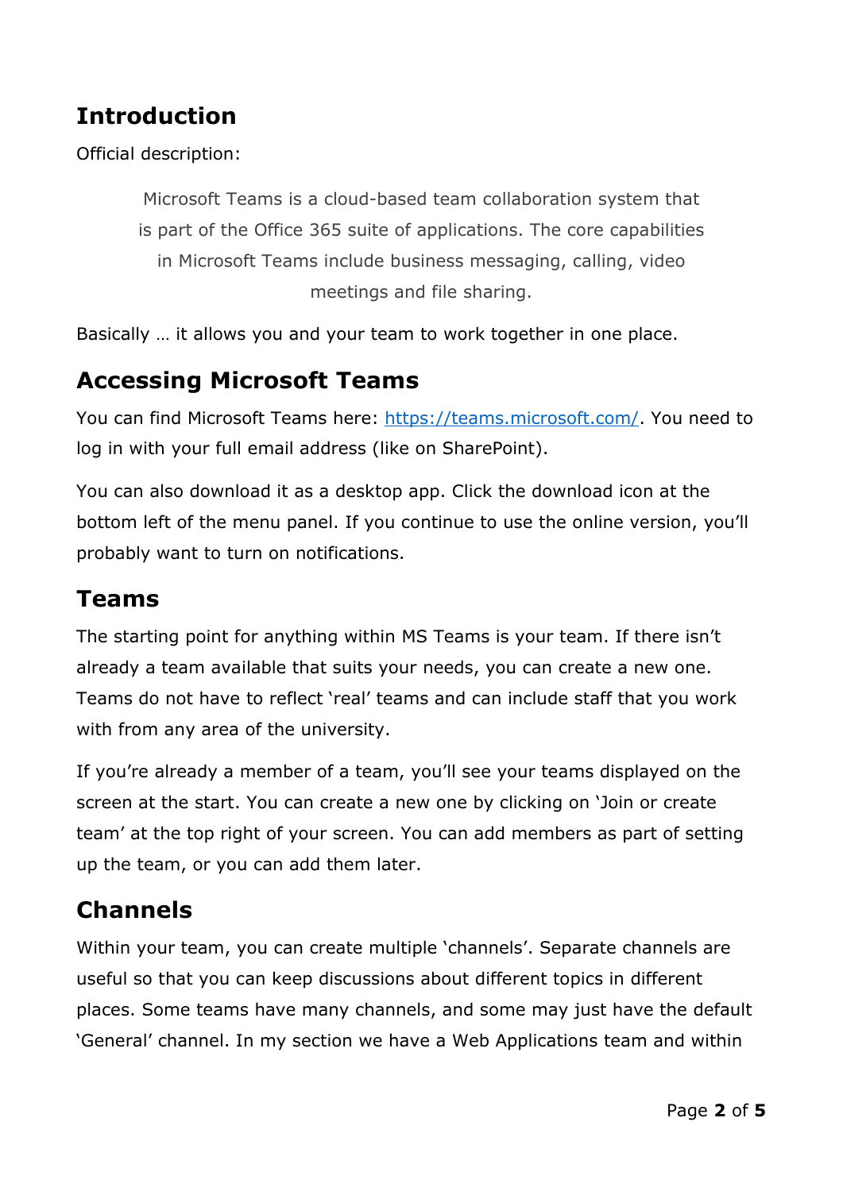## Introduction

Official description:

> Microsoft Teams is a cloud-based team collaboration system that is part of the Office 365 suite of applications. The core capabilities in Microsoft Teams include business messaging, calling, video meetings and file sharing.

Basically … it allows you and your team to work together in one place.

## Accessing Microsoft Teams

You can find Microsoft Teams here: [https://teams.microsoft.com/](https://teams.microsoft.com/). You need to log in with your full email address (like on SharePoint).

You can also download it as a desktop app. Click the download icon at the bottom left of the menu panel. If you continue to use the online version, you'll probably want to turn on notifications.

## Teams

The starting point for anything within MS Teams is your team. If there isn't already a team available that suits your needs, you can create a new one. Teams do not have to reflect 'real' teams and can include staff that you work with from any area of the university.

If you're already a member of a team, you'll see your teams displayed on the screen at the start. You can create a new one by clicking on 'Join or create team' at the top right of your screen. You can add members as part of setting up the team, or you can add them later.

## Channels

Within your team, you can create multiple 'channels'. Separate channels are useful so that you can keep discussions about different topics in different places. Some teams have many channels, and some may just have the default 'General' channel. In my section we have a Web Applications team and within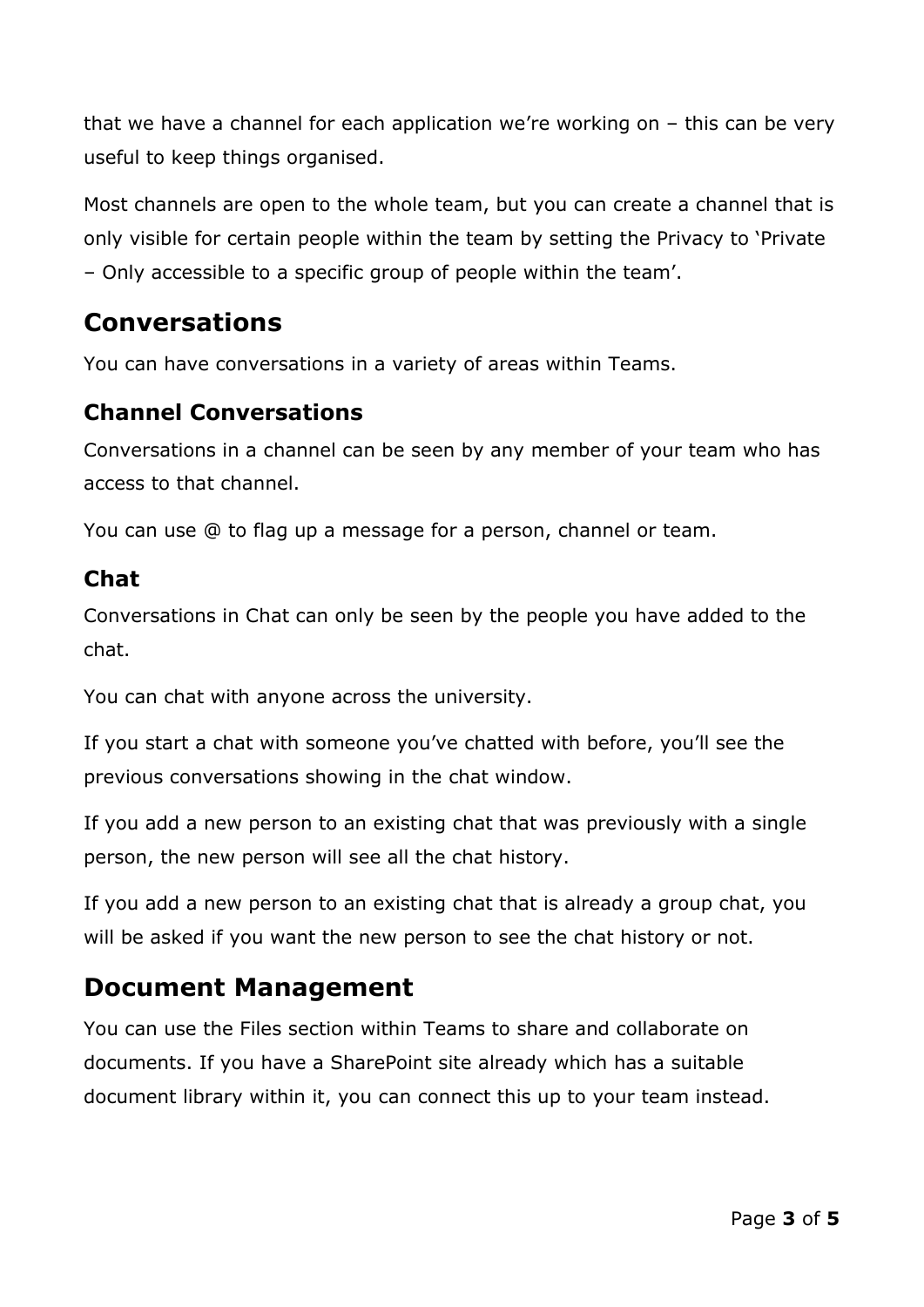that we have a channel for each application we're working on – this can be very useful to keep things organised.

Most channels are open to the whole team, but you can create a channel that is only visible for certain people within the team by setting the Privacy to 'Private – Only accessible to a specific group of people within the team'.

## Conversations

You can have conversations in a variety of areas within Teams.

### Channel Conversations

Conversations in a channel can be seen by any member of your team who has access to that channel.

You can use @ to flag up a message for a person, channel or team.

### Chat

Conversations in Chat can only be seen by the people you have added to the chat.

You can chat with anyone across the university.

If you start a chat with someone you've chatted with before, you'll see the previous conversations showing in the chat window.

If you add a new person to an existing chat that was previously with a single person, the new person will see all the chat history.

If you add a new person to an existing chat that is already a group chat, you will be asked if you want the new person to see the chat history or not.

## Document Management

You can use the Files section within Teams to share and collaborate on documents. If you have a SharePoint site already which has a suitable document library within it, you can connect this up to your team instead.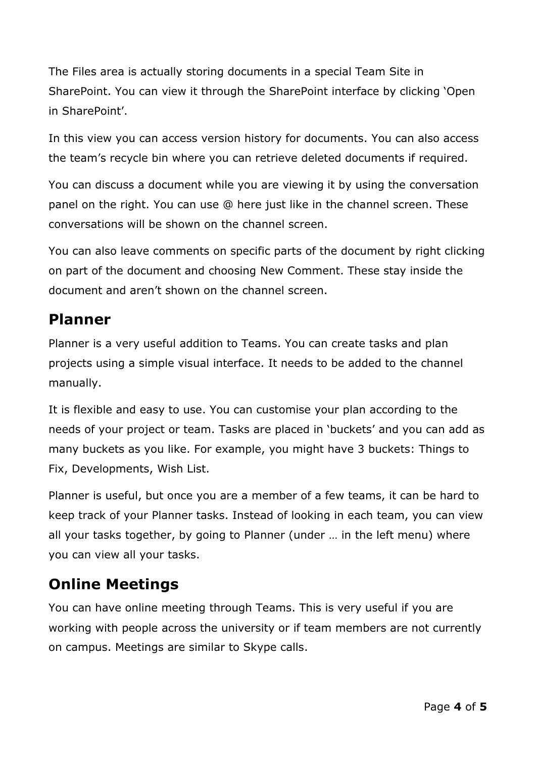The Files area is actually storing documents in a special Team Site in SharePoint. You can view it through the SharePoint interface by clicking 'Open in SharePoint'.

In this view you can access version history for documents. You can also access the team's recycle bin where you can retrieve deleted documents if required.

You can discuss a document while you are viewing it by using the conversation panel on the right. You can use @ here just like in the channel screen. These conversations will be shown on the channel screen.

You can also leave comments on specific parts of the document by right clicking on part of the document and choosing New Comment. These stay inside the document and aren't shown on the channel screen.

## Planner

Planner is a very useful addition to Teams. You can create tasks and plan projects using a simple visual interface. It needs to be added to the channel manually.

It is flexible and easy to use. You can customise your plan according to the needs of your project or team. Tasks are placed in 'buckets' and you can add as many buckets as you like. For example, you might have 3 buckets: Things to Fix, Developments, Wish List.

Planner is useful, but once you are a member of a few teams, it can be hard to keep track of your Planner tasks. Instead of looking in each team, you can view all your tasks together, by going to Planner (under … in the left menu) where you can view all your tasks.

## Online Meetings

You can have online meeting through Teams. This is very useful if you are working with people across the university or if team members are not currently on campus. Meetings are similar to Skype calls.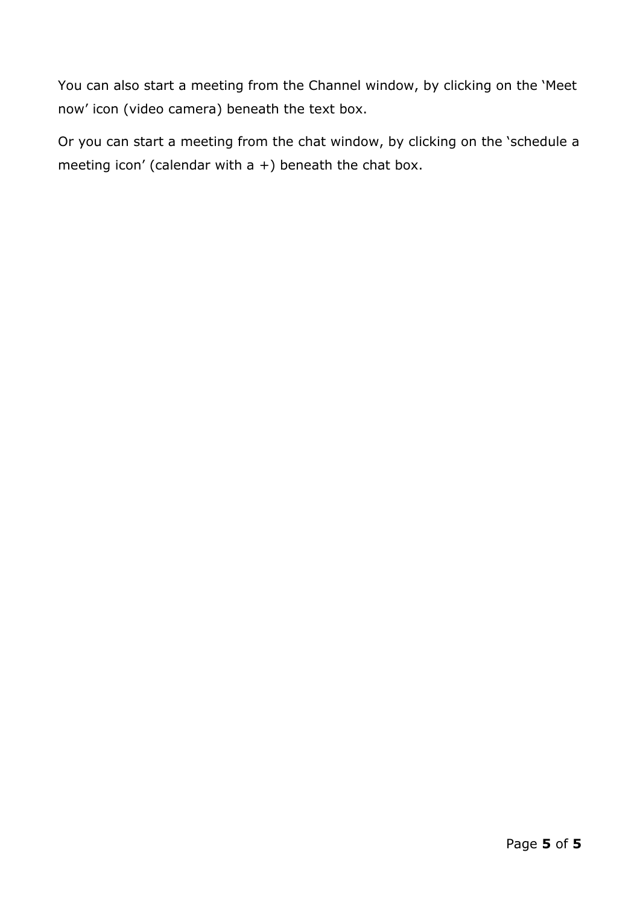You can also start a meeting from the Channel window, by clicking on the ‘Meet now’ icon (video camera) beneath the text box.

Or you can start a meeting from the chat window, by clicking on the ‘schedule a meeting icon’ (calendar with a +) beneath the chat box.